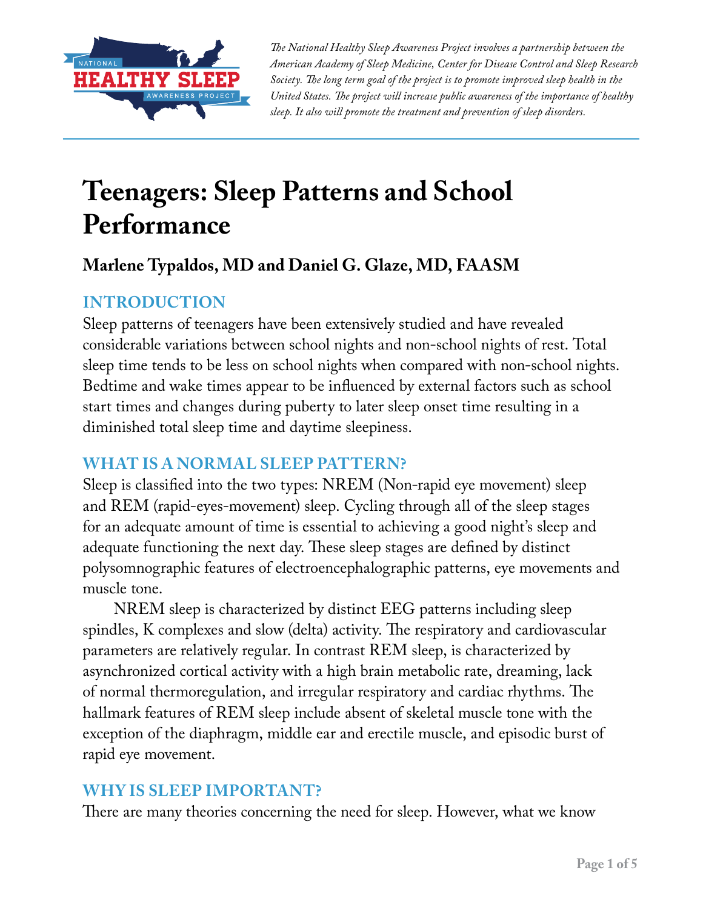*The National Healthy Sleep Awareness Project involves a partnership between the American Academy of Sleep Medicine, Center for Disease Control and Sleep Research Society. The long term goal of the project is to promote improved sleep health in the United States. The project will increase public awareness of the importance of healthy sleep. It also will promote the treatment and prevention of sleep disorders.*

# Teenagers: Sleep Patterns and School Performance

**Marlene Typaldos, MD and Daniel G. Glaze, MD, FAASM**

## INTRODUCTION

Sleep patterns of teenagers have been extensively studied and have revealed considerable variations between school nights and non-school nights of rest. Total sleep time tends to be less on school nights when compared with non-school nights. Bedtime and wake times appear to be influenced by external factors such as school start times and changes during puberty to later sleep onset time resulting in a diminished total sleep time and daytime sleepiness.

## WHAT IS A NORMAL SLEEP PATTERN?

Sleep is classified into the two types: NREM (Non-rapid eye movement) sleep and REM (rapid-eyes-movement) sleep. Cycling through all of the sleep stages for an adequate amount of time is essential to achieving a good night's sleep and adequate functioning the next day. These sleep stages are defined by distinct polysomnographic features of electroencephalographic patterns, eye movements and muscle tone.

NREM sleep is characterized by distinct EEG patterns including sleep spindles, K complexes and slow (delta) activity. The respiratory and cardiovascular parameters are relatively regular. In contrast REM sleep, is characterized by asynchronized cortical activity with a high brain metabolic rate, dreaming, lack of normal thermoregulation, and irregular respiratory and cardiac rhythms. The hallmark features of REM sleep include absent of skeletal muscle tone with the exception of the diaphragm, middle ear and erectile muscle, and episodic burst of rapid eye movement.

## WHY IS SLEEP IMPORTANT?

There are many theories concerning the need for sleep. However, what we know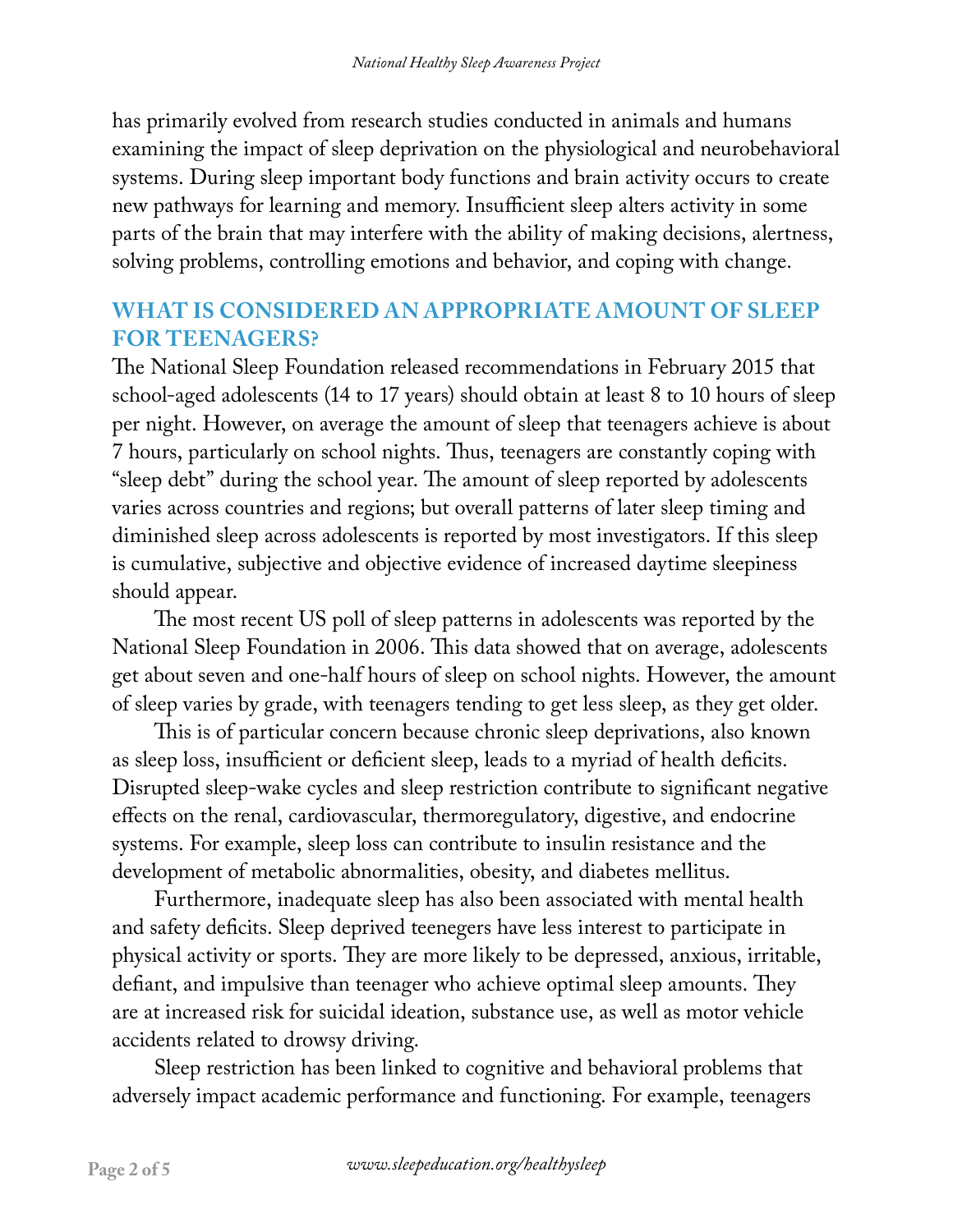has primarily evolved from research studies conducted in animals and humans examining the impact of sleep deprivation on the physiological and neurobehavioral systems. During sleep important body functions and brain activity occurs to create new pathways for learning and memory. Insufficient sleep alters activity in some parts of the brain that may interfere with the ability of making decisions, alertness, solving problems, controlling emotions and behavior, and coping with change.

## WHAT IS CONSIDERED AN APPROPRIATE AMOUNT OF SLEEP FOR TEENAGERS?

The National Sleep Foundation released recommendations in February 2015 that school-aged adolescents (14 to 17 years) should obtain at least 8 to 10 hours of sleep per night. However, on average the amount of sleep that teenagers achieve is about 7 hours, particularly on school nights. Thus, teenagers are constantly coping with "sleep debt" during the school year. The amount of sleep reported by adolescents varies across countries and regions; but overall patterns of later sleep timing and diminished sleep across adolescents is reported by most investigators. If this sleep is cumulative, subjective and objective evidence of increased daytime sleepiness should appear.

The most recent US poll of sleep patterns in adolescents was reported by the National Sleep Foundation in 2006. This data showed that on average, adolescents get about seven and one-half hours of sleep on school nights. However, the amount of sleep varies by grade, with teenagers tending to get less sleep, as they get older.

This is of particular concern because chronic sleep deprivations, also known as sleep loss, insufficient or deficient sleep, leads to a myriad of health deficits. Disrupted sleep-wake cycles and sleep restriction contribute to significant negative effects on the renal, cardiovascular, thermoregulatory, digestive, and endocrine systems. For example, sleep loss can contribute to insulin resistance and the development of metabolic abnormalities, obesity, and diabetes mellitus.

Furthermore, inadequate sleep has also been associated with mental health and safety deficits. Sleep deprived teenegers have less interest to participate in physical activity or sports. They are more likely to be depressed, anxious, irritable, defiant, and impulsive than teenager who achieve optimal sleep amounts. They are at increased risk for suicidal ideation, substance use, as well as motor vehicle accidents related to drowsy driving.

Sleep restriction has been linked to cognitive and behavioral problems that adversely impact academic performance and functioning. For example, teenagers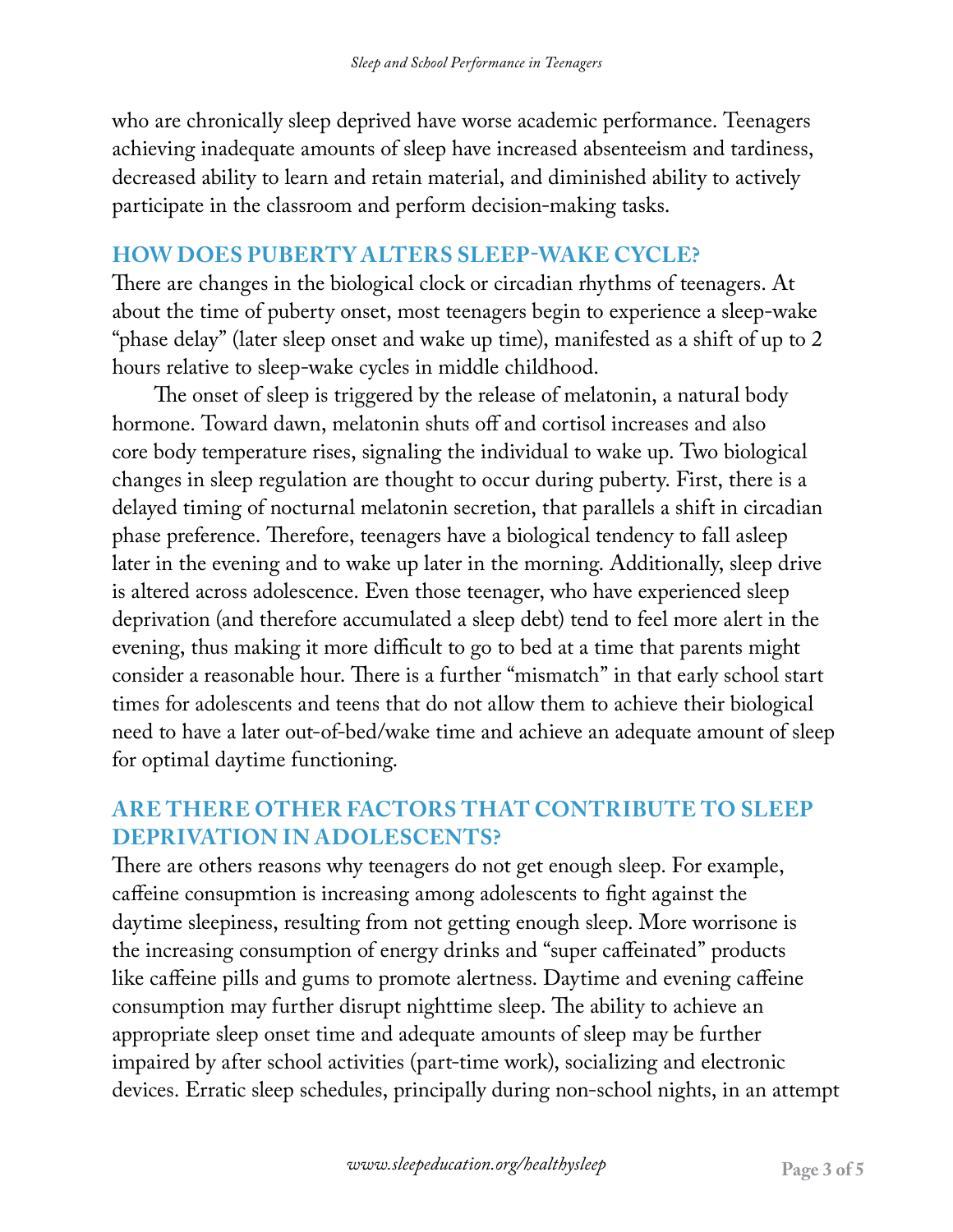who are chronically sleep deprived have worse academic performance. Teenagers achieving inadequate amounts of sleep have increased absenteeism and tardiness, decreased ability to learn and retain material, and diminished ability to actively participate in the classroom and perform decision-making tasks.

## HOW DOES PUBERTY ALTERS SLEEP-WAKE CYCLE?

There are changes in the biological clock or circadian rhythms of teenagers. At about the time of puberty onset, most teenagers begin to experience a sleep-wake "phase delay" (later sleep onset and wake up time), manifested as a shift of up to 2 hours relative to sleep-wake cycles in middle childhood.

The onset of sleep is triggered by the release of melatonin, a natural body hormone. Toward dawn, melatonin shuts off and cortisol increases and also core body temperature rises, signaling the individual to wake up. Two biological changes in sleep regulation are thought to occur during puberty. First, there is a delayed timing of nocturnal melatonin secretion, that parallels a shift in circadian phase preference. Therefore, teenagers have a biological tendency to fall asleep later in the evening and to wake up later in the morning. Additionally, sleep drive is altered across adolescence. Even those teenager, who have experienced sleep deprivation (and therefore accumulated a sleep debt) tend to feel more alert in the evening, thus making it more difficult to go to bed at a time that parents might consider a reasonable hour. There is a further "mismatch" in that early school start times for adolescents and teens that do not allow them to achieve their biological need to have a later out-of-bed/wake time and achieve an adequate amount of sleep for optimal daytime functioning.

## ARE THERE OTHER FACTORS THAT CONTRIBUTE TO SLEEP DEPRIVATION IN ADOLESCENTS?

There are others reasons why teenagers do not get enough sleep. For example, caffeine consupmtion is increasing among adolescents to fight against the daytime sleepiness, resulting from not getting enough sleep. More worrisone is the increasing consumption of energy drinks and "super caffeinated" products like caffeine pills and gums to promote alertness. Daytime and evening caffeine consumption may further disrupt nighttime sleep. The ability to achieve an appropriate sleep onset time and adequate amounts of sleep may be further impaired by after school activities (part-time work), socializing and electronic devices. Erratic sleep schedules, principally during non-school nights, in an attempt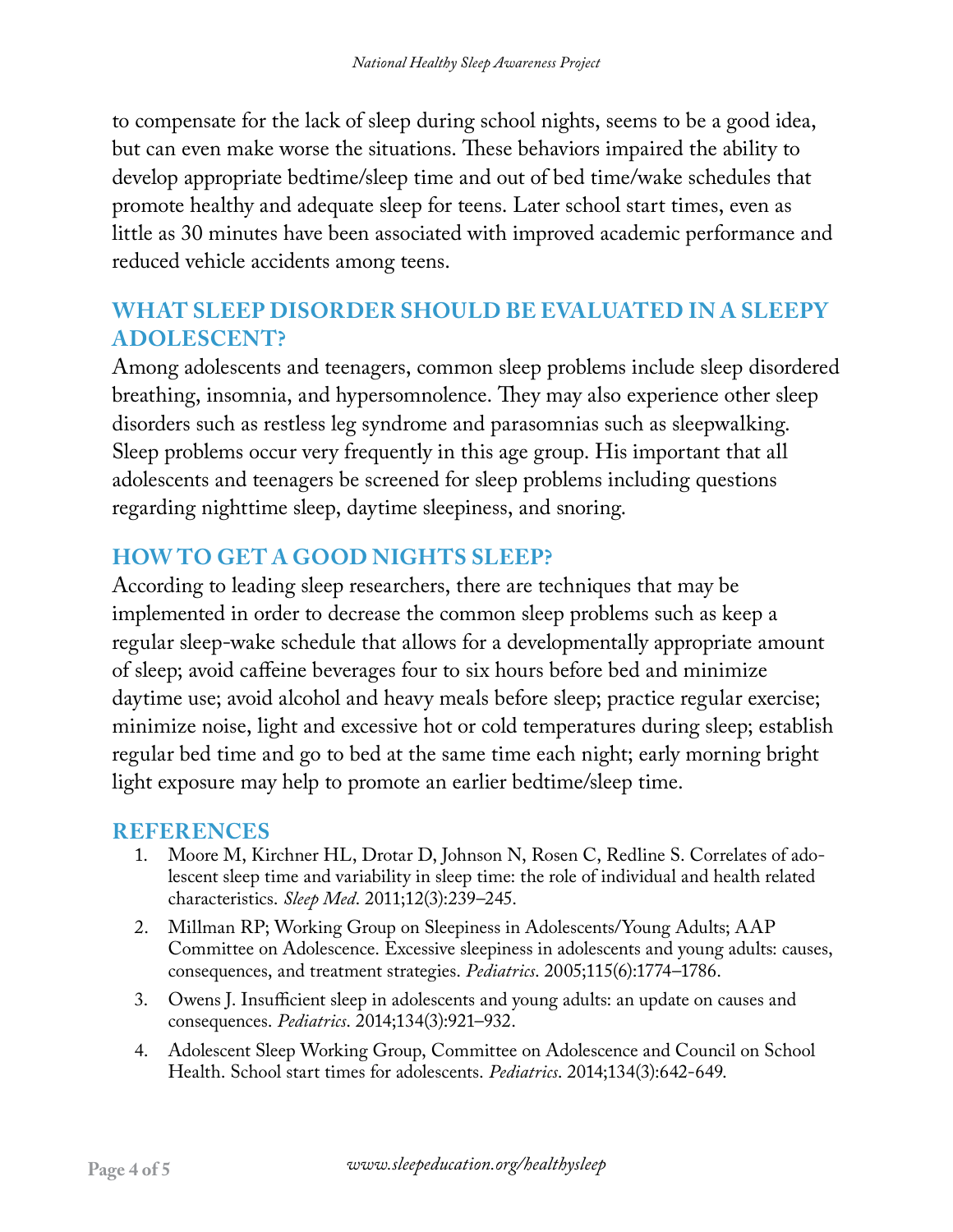to compensate for the lack of sleep during school nights, seems to be a good idea, but can even make worse the situations. These behaviors impaired the ability to develop appropriate bedtime/sleep time and out of bed time/wake schedules that promote healthy and adequate sleep for teens. Later school start times, even as little as 30 minutes have been associated with improved academic performance and reduced vehicle accidents among teens.

## WHAT SLEEP DISORDER SHOULD BE EVALUATED IN A SLEEPY ADOLESCENT?

Among adolescents and teenagers, common sleep problems include sleep disordered breathing, insomnia, and hypersomnolence. They may also experience other sleep disorders such as restless leg syndrome and parasomnias such as sleepwalking. Sleep problems occur very frequently in this age group. His important that all adolescents and teenagers be screened for sleep problems including questions regarding nighttime sleep, daytime sleepiness, and snoring.

## HOW TO GET A GOOD NIGHTS SLEEP?

According to leading sleep researchers, there are techniques that may be implemented in order to decrease the common sleep problems such as keep a regular sleep-wake schedule that allows for a developmentally appropriate amount of sleep; avoid caffeine beverages four to six hours before bed and minimize daytime use; avoid alcohol and heavy meals before sleep; practice regular exercise; minimize noise, light and excessive hot or cold temperatures during sleep; establish regular bed time and go to bed at the same time each night; early morning bright light exposure may help to promote an earlier bedtime/sleep time.

## REFERENCES

1. Moore M, Kirchner HL, Drotar D, Johnson N, Rosen C, Redline S. Correlates of adolescent sleep time and variability in sleep time: the role of individual and health related characteristics. *Sleep Med*. 2011;12(3):239–245.
2. Millman RP; Working Group on Sleepiness in Adolescents/Young Adults; AAP Committee on Adolescence. Excessive sleepiness in adolescents and young adults: causes, consequences, and treatment strategies. *Pediatrics*. 2005;115(6):1774–1786.
3. Owens J. Insufficient sleep in adolescents and young adults: an update on causes and consequences. *Pediatrics*. 2014;134(3):921–932.
4. Adolescent Sleep Working Group, Committee on Adolescence and Council on School Health. School start times for adolescents. *Pediatrics*. 2014;134(3):642-649.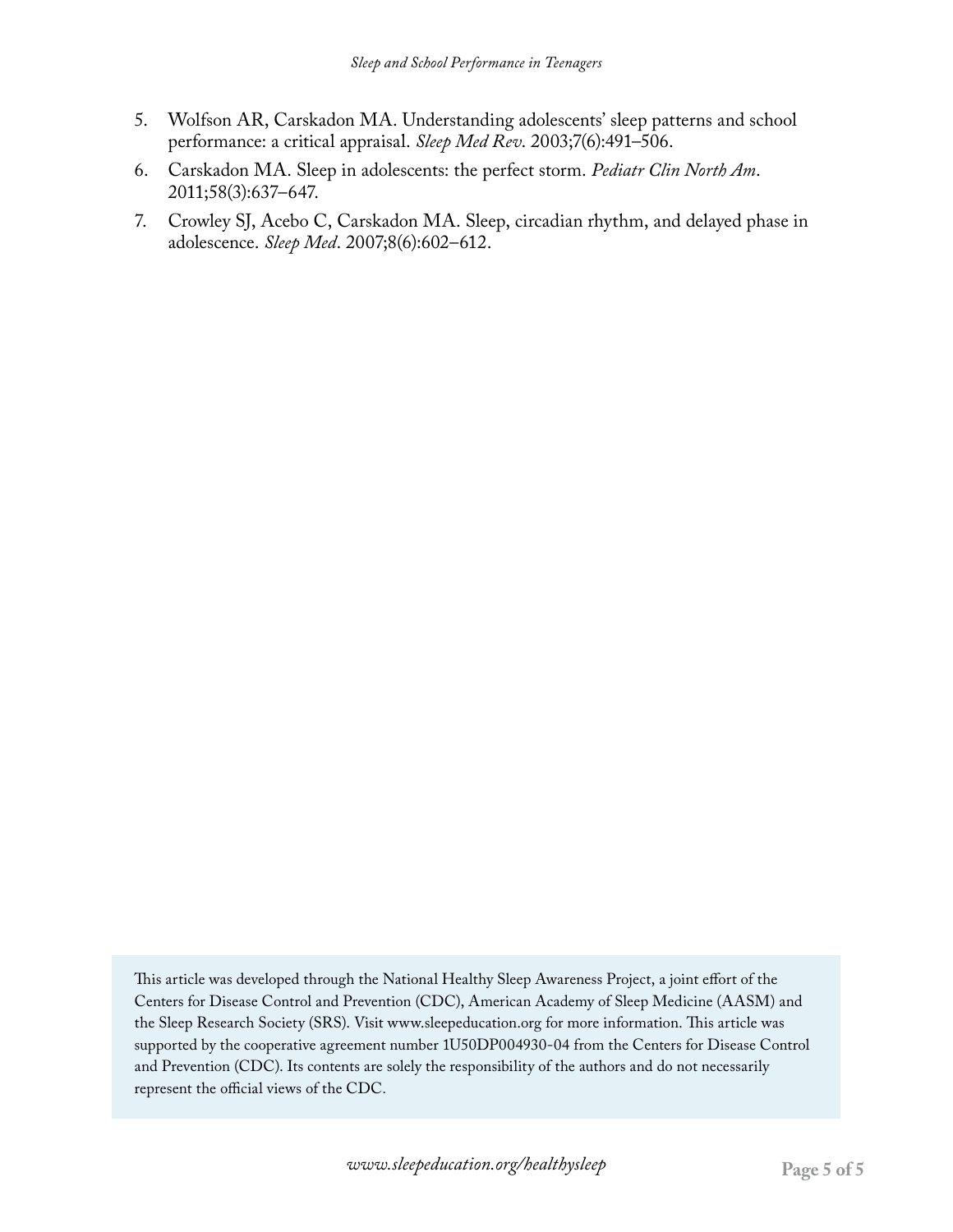5. Wolfson AR, Carskadon MA. Understanding adolescents' sleep patterns and school performance: a critical appraisal. *Sleep Med Rev*. 2003;7(6):491–506.
6. Carskadon MA. Sleep in adolescents: the perfect storm. *Pediatr Clin North Am*. 2011;58(3):637–647.
7. Crowley SJ, Acebo C, Carskadon MA. Sleep, circadian rhythm, and delayed phase in adolescence. *Sleep Med*. 2007;8(6):602–612.

This article was developed through the National Healthy Sleep Awareness Project, a joint effort of the Centers for Disease Control and Prevention (CDC), American Academy of Sleep Medicine (AASM) and the Sleep Research Society (SRS). Visit www.sleepeducation.org for more information. This article was supported by the cooperative agreement number 1U50DP004930-04 from the Centers for Disease Control and Prevention (CDC). Its contents are solely the responsibility of the authors and do not necessarily represent the official views of the CDC.